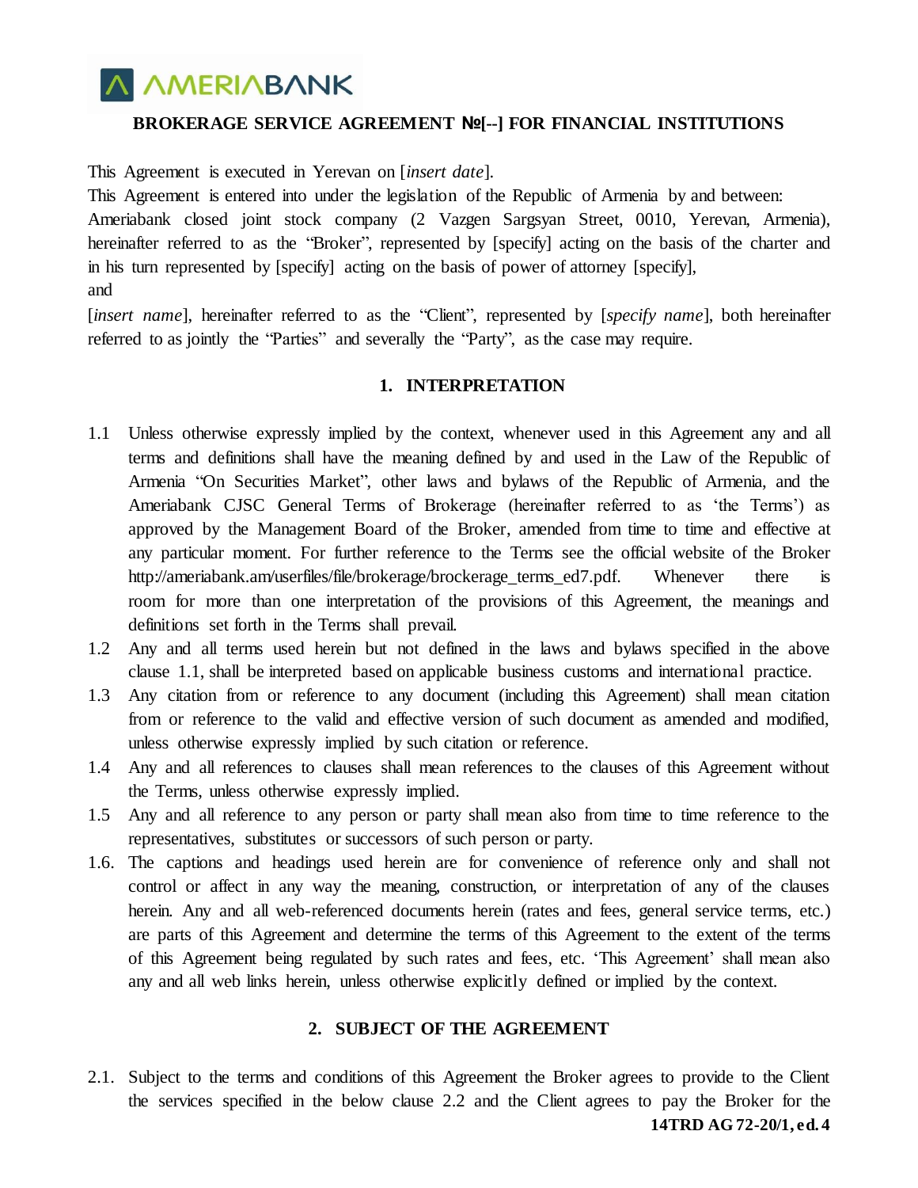# BROKERAGE SERVICE AGREEMENT №[--] FOR FINANCIAL INSTITUTIONS

This Agreement is executed in Yerevan on [*insert date*].

This Agreement is entered into under the legislation of the Republic of Armenia by and between:

Ameriabank closed joint stock company (2 Vazgen Sargsyan Street, 0010, Yerevan, Armenia), hereinafter referred to as the "Broker", represented by [specify] acting on the basis of the charter and in his turn represented by [specify] acting on the basis of power of attorney [specify],

and

[*insert name*], hereinafter referred to as the "Client", represented by [*specify name*], both hereinafter referred to as jointly the "Parties" and severally the "Party", as the case may require.

## 1. INTERPRETATION

1.1 Unless otherwise expressly implied by the context, whenever used in this Agreement any and all terms and definitions shall have the meaning defined by and used in the Law of the Republic of Armenia "On Securities Market", other laws and bylaws of the Republic of Armenia, and the Ameriabank CJSC General Terms of Brokerage (hereinafter referred to as 'the Terms') as approved by the Management Board of the Broker, amended from time to time and effective at any particular moment. For further reference to the Terms see the official website of the Broker http://ameriabank.am/userfiles/file/brokerage/brockerage_terms_ed7.pdf. Whenever there is room for more than one interpretation of the provisions of this Agreement, the meanings and definitions set forth in the Terms shall prevail.

1.2 Any and all terms used herein but not defined in the laws and bylaws specified in the above clause 1.1, shall be interpreted based on applicable business customs and international practice.

1.3 Any citation from or reference to any document (including this Agreement) shall mean citation from or reference to the valid and effective version of such document as amended and modified, unless otherwise expressly implied by such citation or reference.

1.4 Any and all references to clauses shall mean references to the clauses of this Agreement without the Terms, unless otherwise expressly implied.

1.5 Any and all reference to any person or party shall mean also from time to time reference to the representatives, substitutes or successors of such person or party.

1.6. The captions and headings used herein are for convenience of reference only and shall not control or affect in any way the meaning, construction, or interpretation of any of the clauses herein. Any and all web-referenced documents herein (rates and fees, general service terms, etc.) are parts of this Agreement and determine the terms of this Agreement to the extent of the terms of this Agreement being regulated by such rates and fees, etc. 'This Agreement' shall mean also any and all web links herein, unless otherwise explicitly defined or implied by the context.

## 2. SUBJECT OF THE AGREEMENT

2.1. Subject to the terms and conditions of this Agreement the Broker agrees to provide to the Client the services specified in the below clause 2.2 and the Client agrees to pay the Broker for the

14TRD AG 72-20/1, ed. 4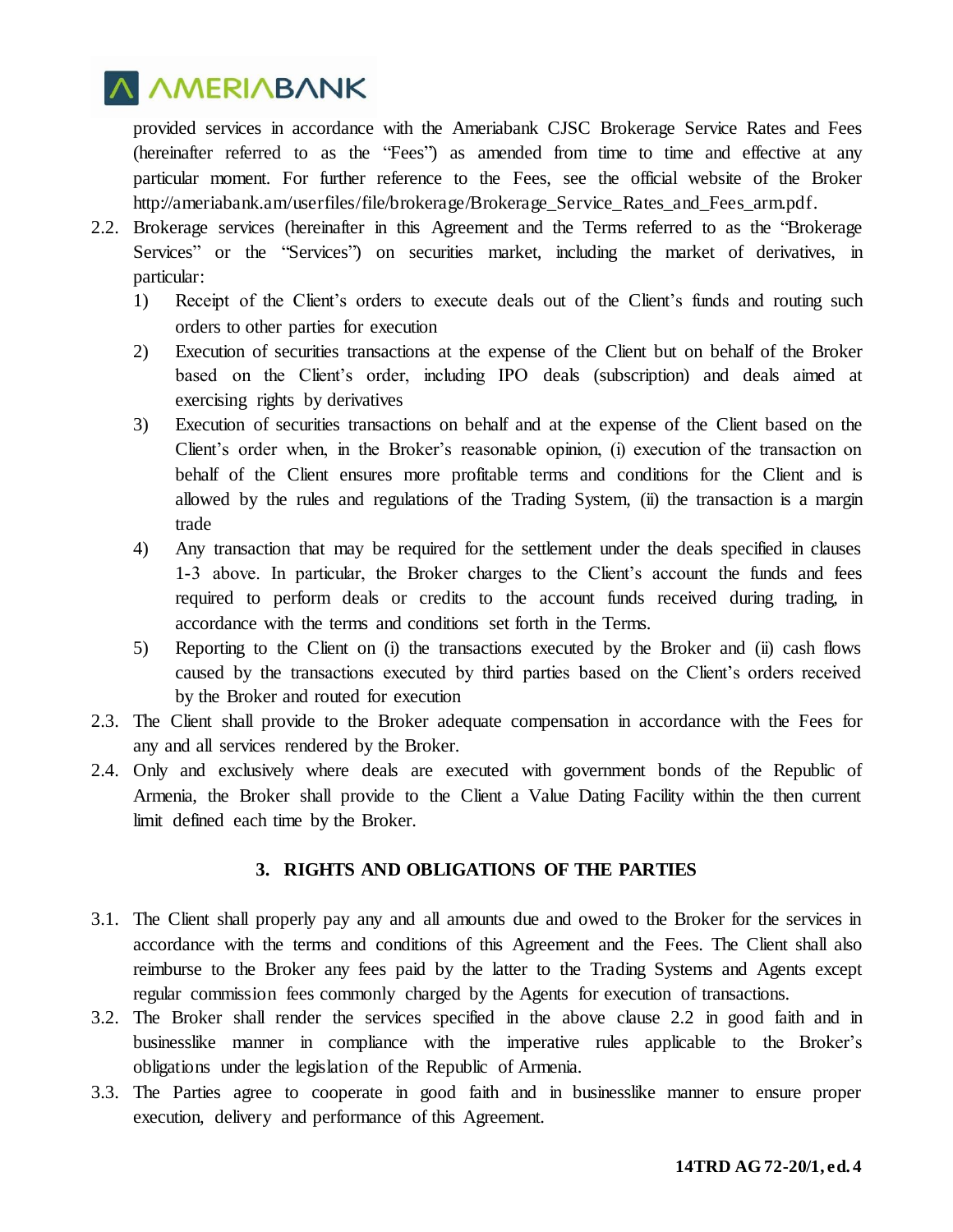provided services in accordance with the Ameriabank CJSC Brokerage Service Rates and Fees (hereinafter referred to as the "Fees") as amended from time to time and effective at any particular moment. For further reference to the Fees, see the official website of the Broker http://ameriabank.am/userfiles/file/brokerage/Brokerage_Service_Rates_and_Fees_arm.pdf.

2.2. Brokerage services (hereinafter in this Agreement and the Terms referred to as the "Brokerage Services" or the "Services") on securities market, including the market of derivatives, in particular:

1) Receipt of the Client's orders to execute deals out of the Client's funds and routing such orders to other parties for execution
2) Execution of securities transactions at the expense of the Client but on behalf of the Broker based on the Client's order, including IPO deals (subscription) and deals aimed at exercising rights by derivatives
3) Execution of securities transactions on behalf and at the expense of the Client based on the Client's order when, in the Broker's reasonable opinion, (i) execution of the transaction on behalf of the Client ensures more profitable terms and conditions for the Client and is allowed by the rules and regulations of the Trading System, (ii) the transaction is a margin trade
4) Any transaction that may be required for the settlement under the deals specified in clauses 1-3 above. In particular, the Broker charges to the Client's account the funds and fees required to perform deals or credits to the account funds received during trading, in accordance with the terms and conditions set forth in the Terms.
5) Reporting to the Client on (i) the transactions executed by the Broker and (ii) cash flows caused by the transactions executed by third parties based on the Client's orders received by the Broker and routed for execution

2.3. The Client shall provide to the Broker adequate compensation in accordance with the Fees for any and all services rendered by the Broker.

2.4. Only and exclusively where deals are executed with government bonds of the Republic of Armenia, the Broker shall provide to the Client a Value Dating Facility within the then current limit defined each time by the Broker.

## 3. RIGHTS AND OBLIGATIONS OF THE PARTIES

3.1. The Client shall properly pay any and all amounts due and owed to the Broker for the services in accordance with the terms and conditions of this Agreement and the Fees. The Client shall also reimburse to the Broker any fees paid by the latter to the Trading Systems and Agents except regular commission fees commonly charged by the Agents for execution of transactions.

3.2. The Broker shall render the services specified in the above clause 2.2 in good faith and in businesslike manner in compliance with the imperative rules applicable to the Broker's obligations under the legislation of the Republic of Armenia.

3.3. The Parties agree to cooperate in good faith and in businesslike manner to ensure proper execution, delivery and performance of this Agreement.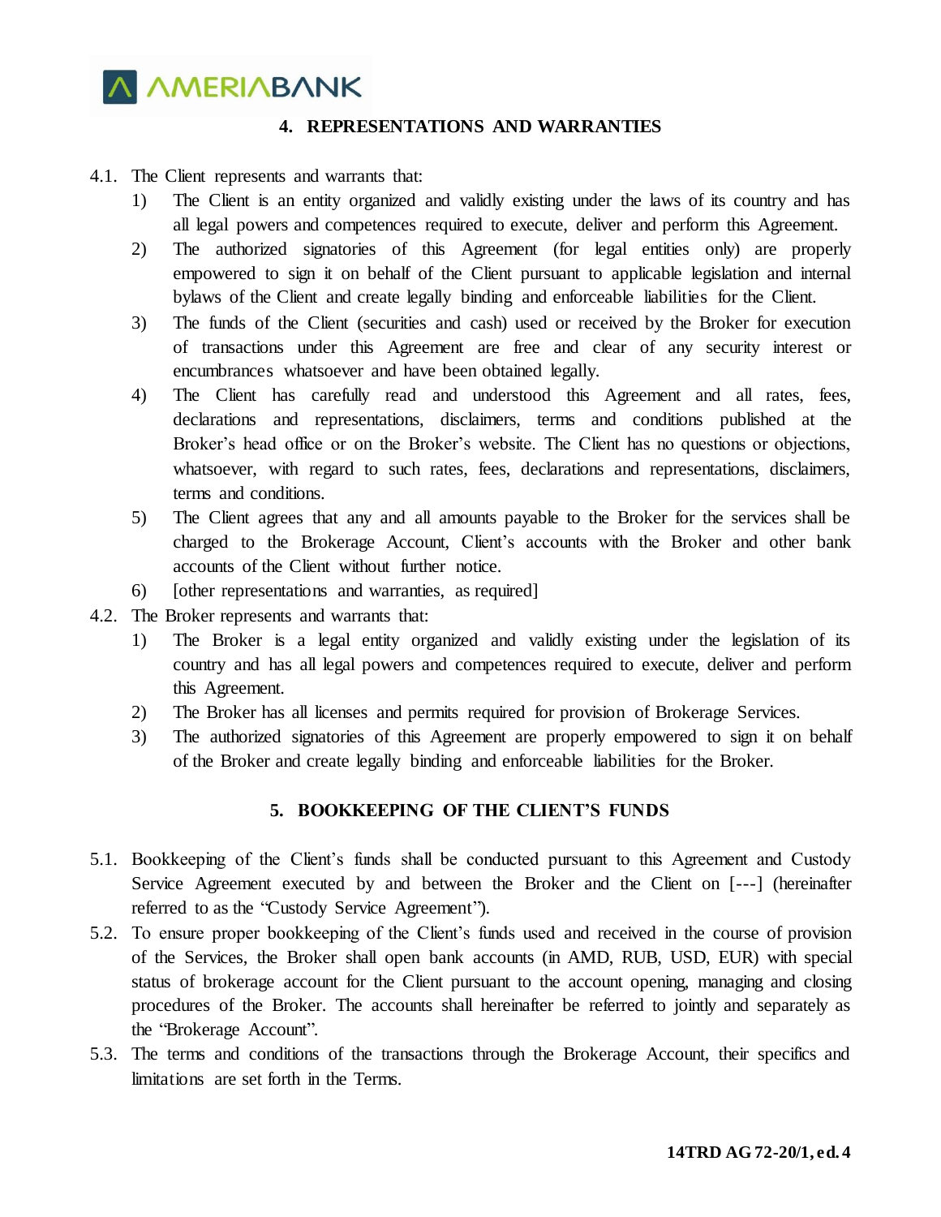## 4. REPRESENTATIONS AND WARRANTIES

4.1. The Client represents and warrants that:

1) The Client is an entity organized and validly existing under the laws of its country and has all legal powers and competences required to execute, deliver and perform this Agreement.
2) The authorized signatories of this Agreement (for legal entities only) are properly empowered to sign it on behalf of the Client pursuant to applicable legislation and internal bylaws of the Client and create legally binding and enforceable liabilities for the Client.
3) The funds of the Client (securities and cash) used or received by the Broker for execution of transactions under this Agreement are free and clear of any security interest or encumbrances whatsoever and have been obtained legally.
4) The Client has carefully read and understood this Agreement and all rates, fees, declarations and representations, disclaimers, terms and conditions published at the Broker's head office or on the Broker's website. The Client has no questions or objections, whatsoever, with regard to such rates, fees, declarations and representations, disclaimers, terms and conditions.
5) The Client agrees that any and all amounts payable to the Broker for the services shall be charged to the Brokerage Account, Client's accounts with the Broker and other bank accounts of the Client without further notice.
6) [other representations and warranties, as required]

4.2. The Broker represents and warrants that:

1) The Broker is a legal entity organized and validly existing under the legislation of its country and has all legal powers and competences required to execute, deliver and perform this Agreement.
2) The Broker has all licenses and permits required for provision of Brokerage Services.
3) The authorized signatories of this Agreement are properly empowered to sign it on behalf of the Broker and create legally binding and enforceable liabilities for the Broker.

## 5. BOOKKEEPING OF THE CLIENT'S FUNDS

5.1. Bookkeeping of the Client's funds shall be conducted pursuant to this Agreement and Custody Service Agreement executed by and between the Broker and the Client on [---] (hereinafter referred to as the "Custody Service Agreement").

5.2. To ensure proper bookkeeping of the Client's funds used and received in the course of provision of the Services, the Broker shall open bank accounts (in AMD, RUB, USD, EUR) with special status of brokerage account for the Client pursuant to the account opening, managing and closing procedures of the Broker. The accounts shall hereinafter be referred to jointly and separately as the "Brokerage Account".

5.3. The terms and conditions of the transactions through the Brokerage Account, their specifics and limitations are set forth in the Terms.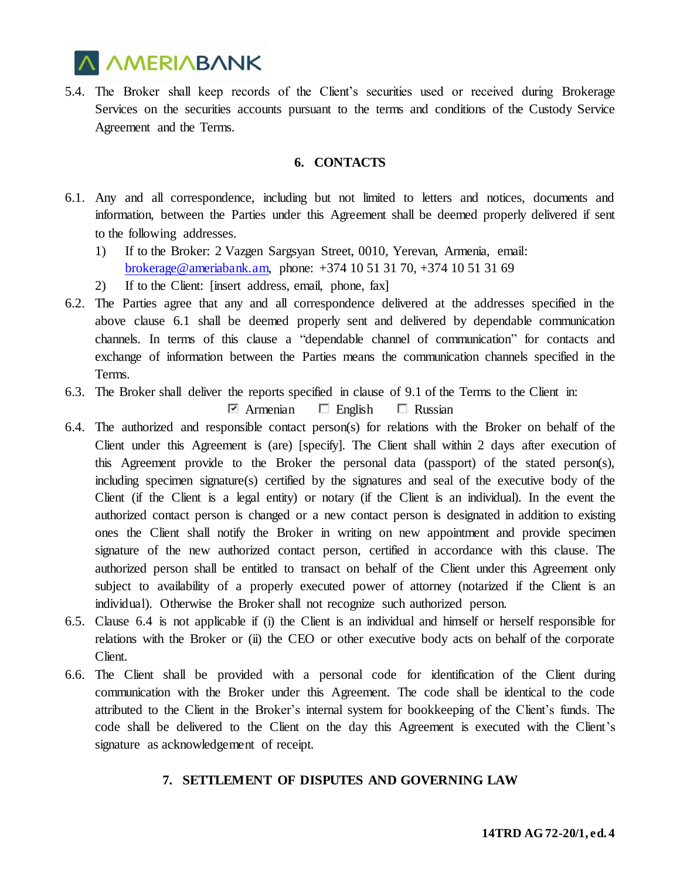5.4. The Broker shall keep records of the Client's securities used or received during Brokerage Services on the securities accounts pursuant to the terms and conditions of the Custody Service Agreement and the Terms.

## 6. CONTACTS

6.1. Any and all correspondence, including but not limited to letters and notices, documents and information, between the Parties under this Agreement shall be deemed properly delivered if sent to the following addresses.

1) If to the Broker: 2 Vazgen Sargsyan Street, 0010, Yerevan, Armenia, email: brokerage@ameriabank.am, phone: +374 10 51 31 70, +374 10 51 31 69
2) If to the Client: [insert address, email, phone, fax]

6.2. The Parties agree that any and all correspondence delivered at the addresses specified in the above clause 6.1 shall be deemed properly sent and delivered by dependable communication channels. In terms of this clause a "dependable channel of communication" for contacts and exchange of information between the Parties means the communication channels specified in the Terms.

6.3. The Broker shall deliver the reports specified in clause of 9.1 of the Terms to the Client in:

☑ Armenian ☐ English ☐ Russian

6.4. The authorized and responsible contact person(s) for relations with the Broker on behalf of the Client under this Agreement is (are) [specify]. The Client shall within 2 days after execution of this Agreement provide to the Broker the personal data (passport) of the stated person(s), including specimen signature(s) certified by the signatures and seal of the executive body of the Client (if the Client is a legal entity) or notary (if the Client is an individual). In the event the authorized contact person is changed or a new contact person is designated in addition to existing ones the Client shall notify the Broker in writing on new appointment and provide specimen signature of the new authorized contact person, certified in accordance with this clause. The authorized person shall be entitled to transact on behalf of the Client under this Agreement only subject to availability of a properly executed power of attorney (notarized if the Client is an individual). Otherwise the Broker shall not recognize such authorized person.

6.5. Clause 6.4 is not applicable if (i) the Client is an individual and himself or herself responsible for relations with the Broker or (ii) the CEO or other executive body acts on behalf of the corporate Client.

6.6. The Client shall be provided with a personal code for identification of the Client during communication with the Broker under this Agreement. The code shall be identical to the code attributed to the Client in the Broker's internal system for bookkeeping of the Client's funds. The code shall be delivered to the Client on the day this Agreement is executed with the Client's signature as acknowledgement of receipt.

## 7. SETTLEMENT OF DISPUTES AND GOVERNING LAW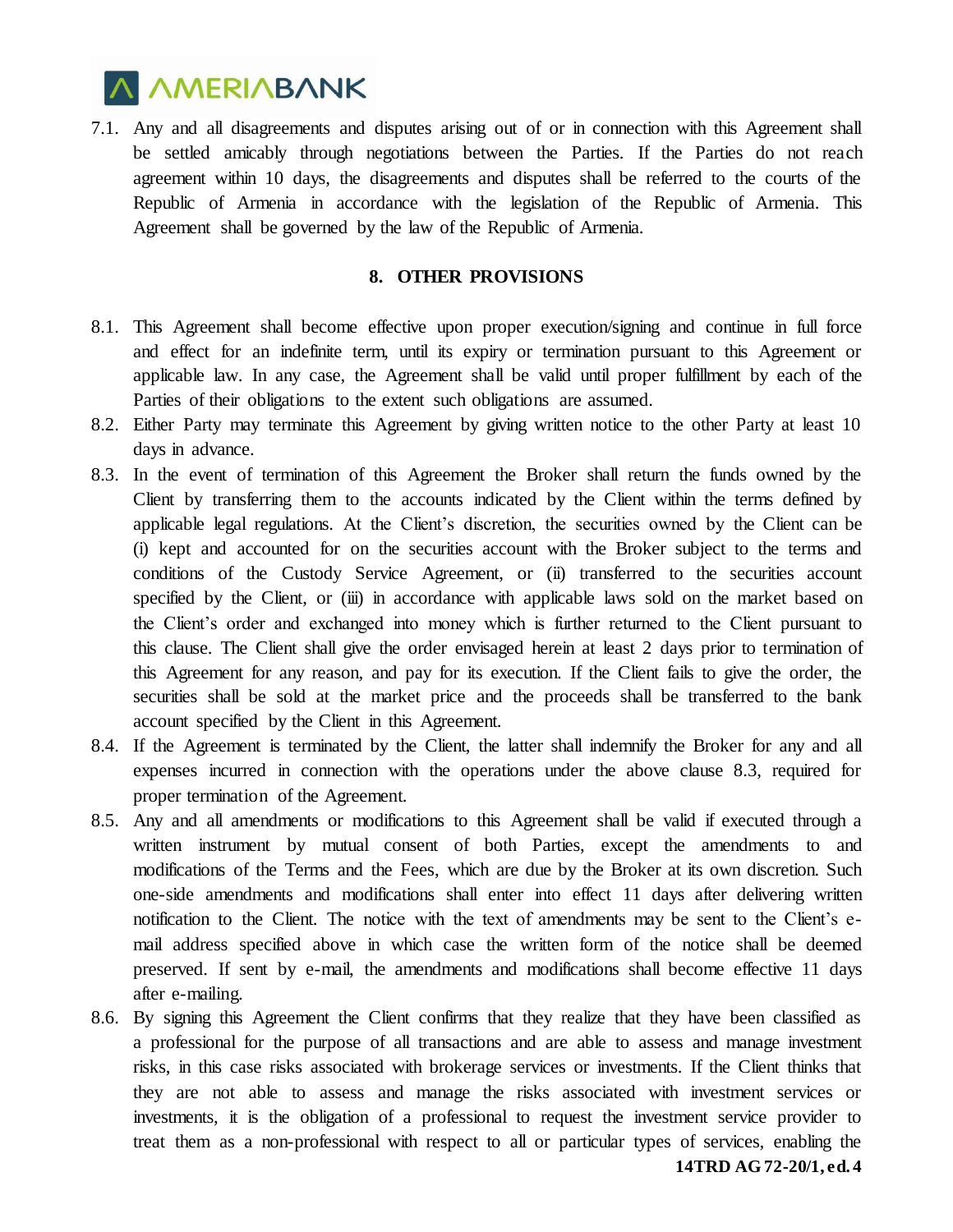7.1. Any and all disagreements and disputes arising out of or in connection with this Agreement shall be settled amicably through negotiations between the Parties. If the Parties do not reach agreement within 10 days, the disagreements and disputes shall be referred to the courts of the Republic of Armenia in accordance with the legislation of the Republic of Armenia. This Agreement shall be governed by the law of the Republic of Armenia.

## 8. OTHER PROVISIONS

8.1. This Agreement shall become effective upon proper execution/signing and continue in full force and effect for an indefinite term, until its expiry or termination pursuant to this Agreement or applicable law. In any case, the Agreement shall be valid until proper fulfillment by each of the Parties of their obligations to the extent such obligations are assumed.

8.2. Either Party may terminate this Agreement by giving written notice to the other Party at least 10 days in advance.

8.3. In the event of termination of this Agreement the Broker shall return the funds owned by the Client by transferring them to the accounts indicated by the Client within the terms defined by applicable legal regulations. At the Client's discretion, the securities owned by the Client can be (i) kept and accounted for on the securities account with the Broker subject to the terms and conditions of the Custody Service Agreement, or (ii) transferred to the securities account specified by the Client, or (iii) in accordance with applicable laws sold on the market based on the Client's order and exchanged into money which is further returned to the Client pursuant to this clause. The Client shall give the order envisaged herein at least 2 days prior to termination of this Agreement for any reason, and pay for its execution. If the Client fails to give the order, the securities shall be sold at the market price and the proceeds shall be transferred to the bank account specified by the Client in this Agreement.

8.4. If the Agreement is terminated by the Client, the latter shall indemnify the Broker for any and all expenses incurred in connection with the operations under the above clause 8.3, required for proper termination of the Agreement.

8.5. Any and all amendments or modifications to this Agreement shall be valid if executed through a written instrument by mutual consent of both Parties, except the amendments to and modifications of the Terms and the Fees, which are due by the Broker at its own discretion. Such one-side amendments and modifications shall enter into effect 11 days after delivering written notification to the Client. The notice with the text of amendments may be sent to the Client's e-mail address specified above in which case the written form of the notice shall be deemed preserved. If sent by e-mail, the amendments and modifications shall become effective 11 days after e-mailing.

8.6. By signing this Agreement the Client confirms that they realize that they have been classified as a professional for the purpose of all transactions and are able to assess and manage investment risks, in this case risks associated with brokerage services or investments. If the Client thinks that they are not able to assess and manage the risks associated with investment services or investments, it is the obligation of a professional to request the investment service provider to treat them as a non-professional with respect to all or particular types of services, enabling the

**14TRD AG 72-20/1, ed. 4**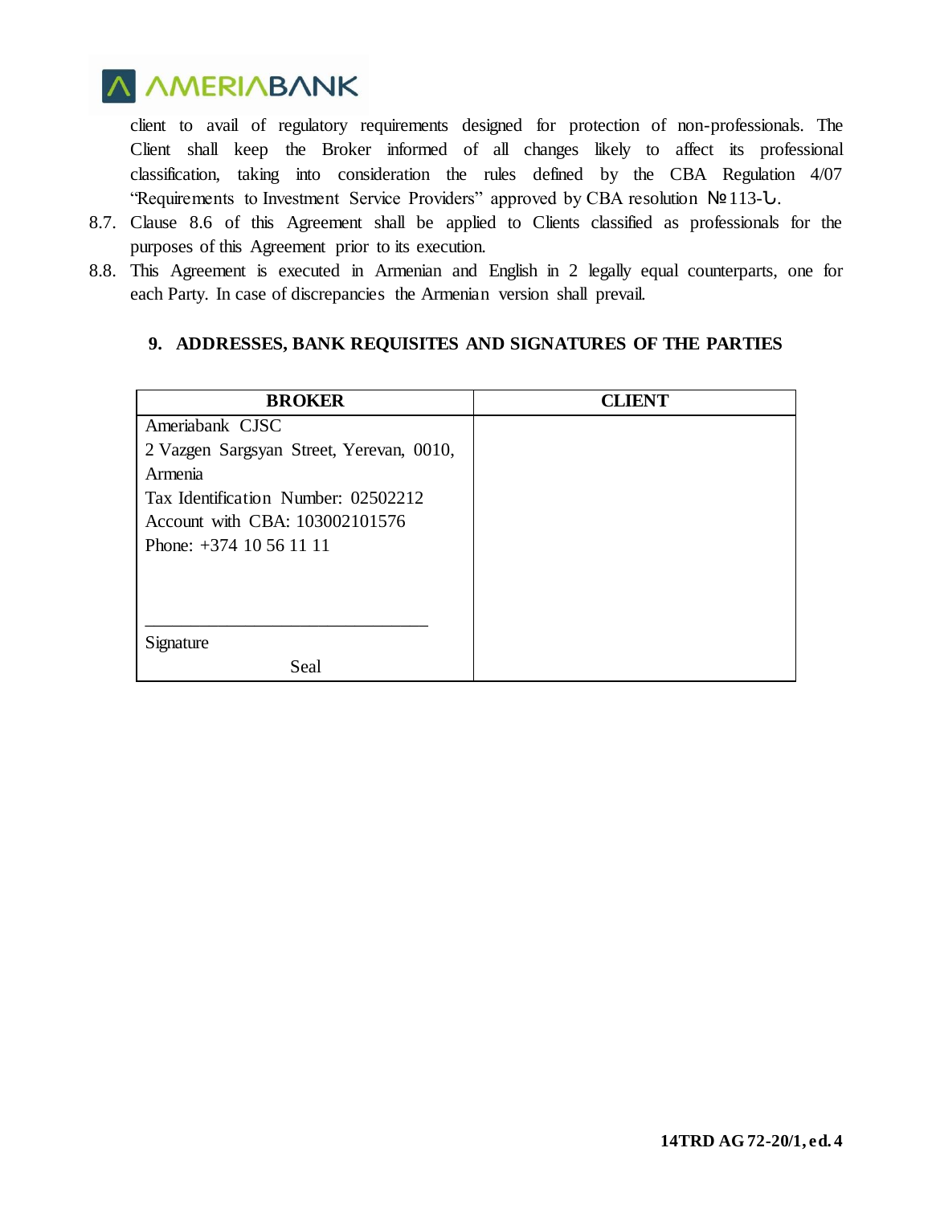client to avail of regulatory requirements designed for protection of non-professionals. The Client shall keep the Broker informed of all changes likely to affect its professional classification, taking into consideration the rules defined by the CBA Regulation 4/07 “Requirements to Investment Service Providers” approved by CBA resolution №113-Ն.

8.7. Clause 8.6 of this Agreement shall be applied to Clients classified as professionals for the purposes of this Agreement prior to its execution.

8.8. This Agreement is executed in Armenian and English in 2 legally equal counterparts, one for each Party. In case of discrepancies the Armenian version shall prevail.

## 9. ADDRESSES, BANK REQUISITES AND SIGNATURES OF THE PARTIES

| BROKER | CLIENT |
|---|---|
| Ameriabank CJSC<br>2 Vazgen Sargsyan Street, Yerevan, 0010, Armenia<br>Tax Identification Number: 02502212<br>Account with CBA: 103002101576<br>Phone: +374 10 56 11 11<br><br>_______________________________<br>Signature<br>Seal | |

14TRD AG 72-20/1, ed. 4